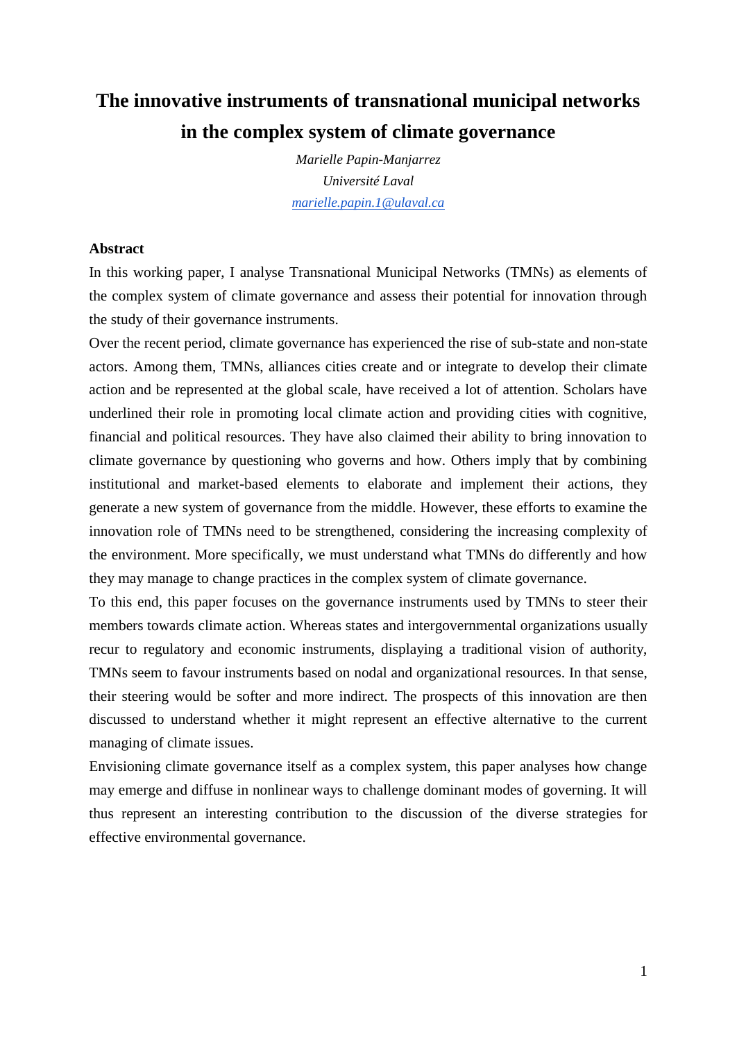# The innovative instruments of transnational municipal networks in the complex system of climate governance

*Marielle Papin-Manjarrez*
*Université Laval*
*marielle.papin.1@ulaval.ca*

## Abstract

In this working paper, I analyse Transnational Municipal Networks (TMNs) as elements of the complex system of climate governance and assess their potential for innovation through the study of their governance instruments.

Over the recent period, climate governance has experienced the rise of sub-state and non-state actors. Among them, TMNs, alliances cities create and or integrate to develop their climate action and be represented at the global scale, have received a lot of attention. Scholars have underlined their role in promoting local climate action and providing cities with cognitive, financial and political resources. They have also claimed their ability to bring innovation to climate governance by questioning who governs and how. Others imply that by combining institutional and market-based elements to elaborate and implement their actions, they generate a new system of governance from the middle. However, these efforts to examine the innovation role of TMNs need to be strengthened, considering the increasing complexity of the environment. More specifically, we must understand what TMNs do differently and how they may manage to change practices in the complex system of climate governance.

To this end, this paper focuses on the governance instruments used by TMNs to steer their members towards climate action. Whereas states and intergovernmental organizations usually recur to regulatory and economic instruments, displaying a traditional vision of authority, TMNs seem to favour instruments based on nodal and organizational resources. In that sense, their steering would be softer and more indirect. The prospects of this innovation are then discussed to understand whether it might represent an effective alternative to the current managing of climate issues.

Envisioning climate governance itself as a complex system, this paper analyses how change may emerge and diffuse in nonlinear ways to challenge dominant modes of governing. It will thus represent an interesting contribution to the discussion of the diverse strategies for effective environmental governance.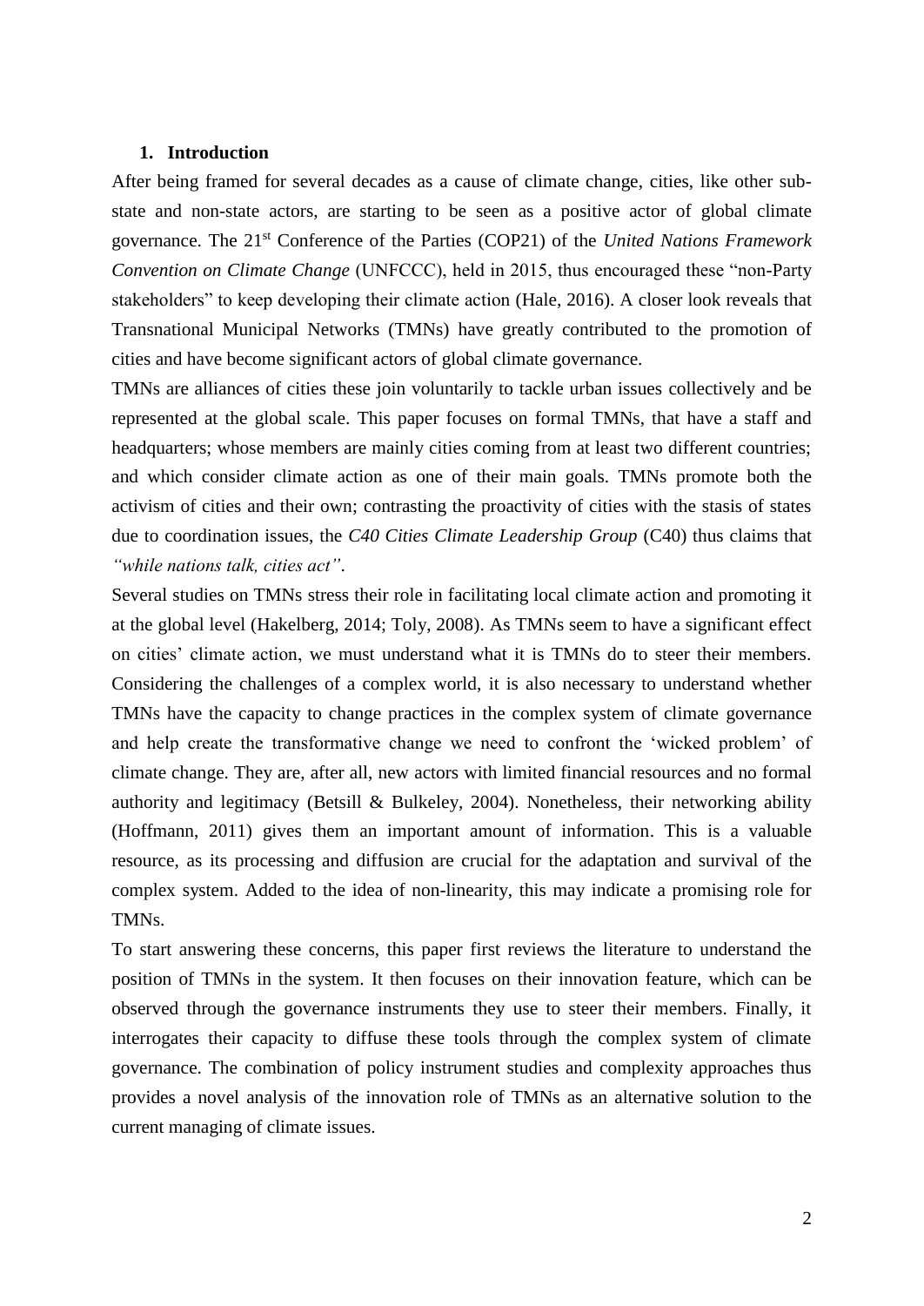## 1. Introduction

After being framed for several decades as a cause of climate change, cities, like other sub-state and non-state actors, are starting to be seen as a positive actor of global climate governance. The 21st Conference of the Parties (COP21) of the *United Nations Framework Convention on Climate Change* (UNFCCC), held in 2015, thus encouraged these "non-Party stakeholders" to keep developing their climate action (Hale, 2016). A closer look reveals that Transnational Municipal Networks (TMNs) have greatly contributed to the promotion of cities and have become significant actors of global climate governance.

TMNs are alliances of cities these join voluntarily to tackle urban issues collectively and be represented at the global scale. This paper focuses on formal TMNs, that have a staff and headquarters; whose members are mainly cities coming from at least two different countries; and which consider climate action as one of their main goals. TMNs promote both the activism of cities and their own; contrasting the proactivity of cities with the stasis of states due to coordination issues, the *C40 Cities Climate Leadership Group* (C40) thus claims that *"while nations talk, cities act"*.

Several studies on TMNs stress their role in facilitating local climate action and promoting it at the global level (Hakelberg, 2014; Toly, 2008). As TMNs seem to have a significant effect on cities' climate action, we must understand what it is TMNs do to steer their members. Considering the challenges of a complex world, it is also necessary to understand whether TMNs have the capacity to change practices in the complex system of climate governance and help create the transformative change we need to confront the 'wicked problem' of climate change. They are, after all, new actors with limited financial resources and no formal authority and legitimacy (Betsill & Bulkeley, 2004). Nonetheless, their networking ability (Hoffmann, 2011) gives them an important amount of information. This is a valuable resource, as its processing and diffusion are crucial for the adaptation and survival of the complex system. Added to the idea of non-linearity, this may indicate a promising role for TMNs.

To start answering these concerns, this paper first reviews the literature to understand the position of TMNs in the system. It then focuses on their innovation feature, which can be observed through the governance instruments they use to steer their members. Finally, it interrogates their capacity to diffuse these tools through the complex system of climate governance. The combination of policy instrument studies and complexity approaches thus provides a novel analysis of the innovation role of TMNs as an alternative solution to the current managing of climate issues.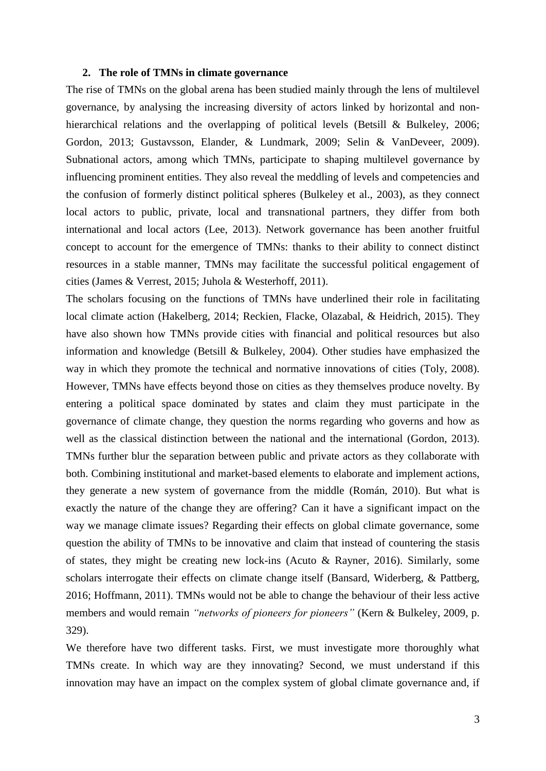## 2. The role of TMNs in climate governance

The rise of TMNs on the global arena has been studied mainly through the lens of multilevel governance, by analysing the increasing diversity of actors linked by horizontal and non-hierarchical relations and the overlapping of political levels (Betsill & Bulkeley, 2006; Gordon, 2013; Gustavsson, Elander, & Lundmark, 2009; Selin & VanDeveer, 2009). Subnational actors, among which TMNs, participate to shaping multilevel governance by influencing prominent entities. They also reveal the meddling of levels and competencies and the confusion of formerly distinct political spheres (Bulkeley et al., 2003), as they connect local actors to public, private, local and transnational partners, they differ from both international and local actors (Lee, 2013). Network governance has been another fruitful concept to account for the emergence of TMNs: thanks to their ability to connect distinct resources in a stable manner, TMNs may facilitate the successful political engagement of cities (James & Verrest, 2015; Juhola & Westerhoff, 2011).

The scholars focusing on the functions of TMNs have underlined their role in facilitating local climate action (Hakelberg, 2014; Reckien, Flacke, Olazabal, & Heidrich, 2015). They have also shown how TMNs provide cities with financial and political resources but also information and knowledge (Betsill & Bulkeley, 2004). Other studies have emphasized the way in which they promote the technical and normative innovations of cities (Toly, 2008). However, TMNs have effects beyond those on cities as they themselves produce novelty. By entering a political space dominated by states and claim they must participate in the governance of climate change, they question the norms regarding who governs and how as well as the classical distinction between the national and the international (Gordon, 2013). TMNs further blur the separation between public and private actors as they collaborate with both. Combining institutional and market-based elements to elaborate and implement actions, they generate a new system of governance from the middle (Román, 2010). But what is exactly the nature of the change they are offering? Can it have a significant impact on the way we manage climate issues? Regarding their effects on global climate governance, some question the ability of TMNs to be innovative and claim that instead of countering the stasis of states, they might be creating new lock-ins (Acuto & Rayner, 2016). Similarly, some scholars interrogate their effects on climate change itself (Bansard, Widerberg, & Pattberg, 2016; Hoffmann, 2011). TMNs would not be able to change the behaviour of their less active members and would remain *"networks of pioneers for pioneers"* (Kern & Bulkeley, 2009, p. 329).

We therefore have two different tasks. First, we must investigate more thoroughly what TMNs create. In which way are they innovating? Second, we must understand if this innovation may have an impact on the complex system of global climate governance and, if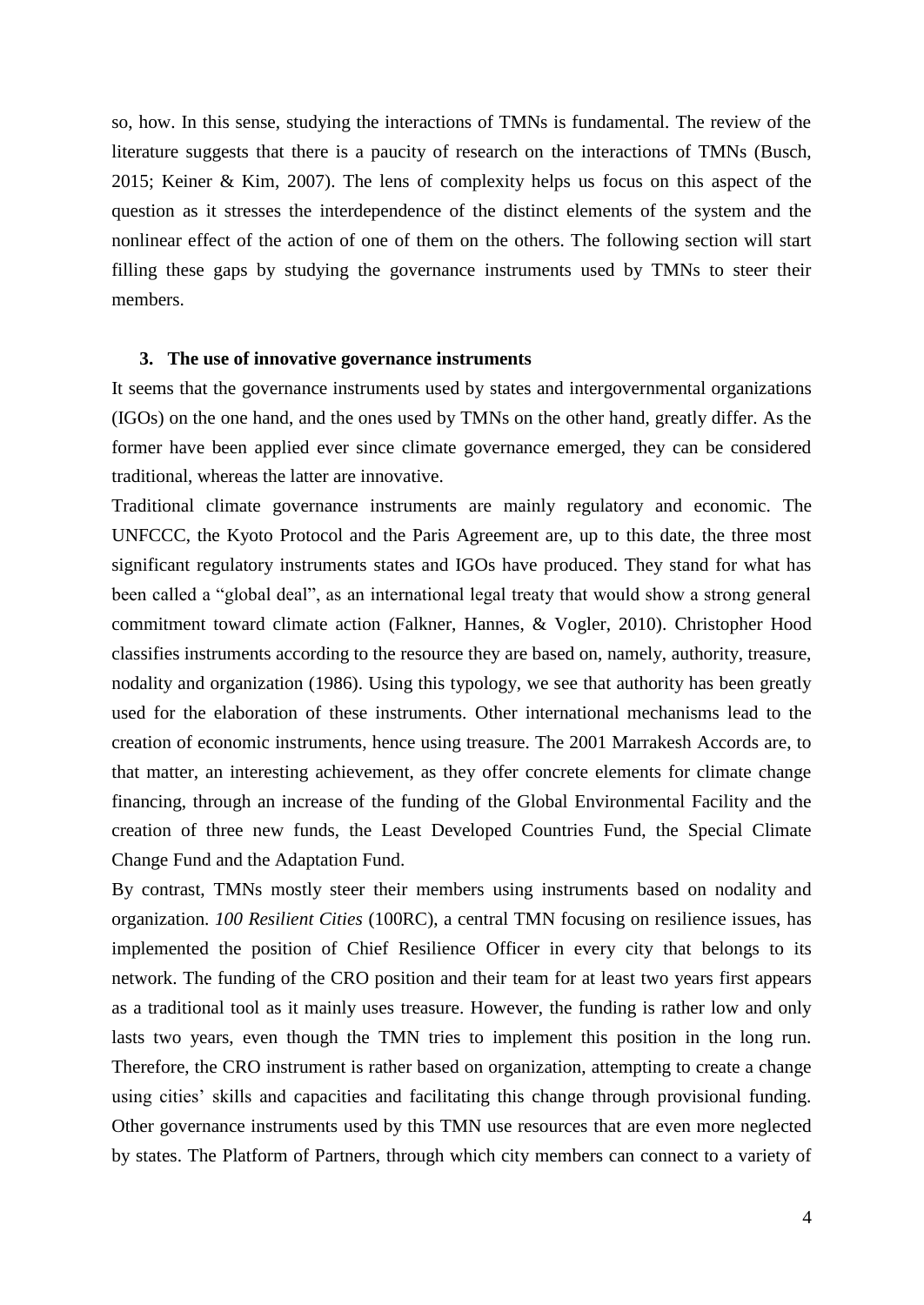so, how. In this sense, studying the interactions of TMNs is fundamental. The review of the literature suggests that there is a paucity of research on the interactions of TMNs (Busch, 2015; Keiner & Kim, 2007). The lens of complexity helps us focus on this aspect of the question as it stresses the interdependence of the distinct elements of the system and the nonlinear effect of the action of one of them on the others. The following section will start filling these gaps by studying the governance instruments used by TMNs to steer their members.

## 3. The use of innovative governance instruments

It seems that the governance instruments used by states and intergovernmental organizations (IGOs) on the one hand, and the ones used by TMNs on the other hand, greatly differ. As the former have been applied ever since climate governance emerged, they can be considered traditional, whereas the latter are innovative.

Traditional climate governance instruments are mainly regulatory and economic. The UNFCCC, the Kyoto Protocol and the Paris Agreement are, up to this date, the three most significant regulatory instruments states and IGOs have produced. They stand for what has been called a "global deal", as an international legal treaty that would show a strong general commitment toward climate action (Falkner, Hannes, & Vogler, 2010). Christopher Hood classifies instruments according to the resource they are based on, namely, authority, treasure, nodality and organization (1986). Using this typology, we see that authority has been greatly used for the elaboration of these instruments. Other international mechanisms lead to the creation of economic instruments, hence using treasure. The 2001 Marrakesh Accords are, to that matter, an interesting achievement, as they offer concrete elements for climate change financing, through an increase of the funding of the Global Environmental Facility and the creation of three new funds, the Least Developed Countries Fund, the Special Climate Change Fund and the Adaptation Fund.

By contrast, TMNs mostly steer their members using instruments based on nodality and organization. *100 Resilient Cities* (100RC), a central TMN focusing on resilience issues, has implemented the position of Chief Resilience Officer in every city that belongs to its network. The funding of the CRO position and their team for at least two years first appears as a traditional tool as it mainly uses treasure. However, the funding is rather low and only lasts two years, even though the TMN tries to implement this position in the long run. Therefore, the CRO instrument is rather based on organization, attempting to create a change using cities' skills and capacities and facilitating this change through provisional funding. Other governance instruments used by this TMN use resources that are even more neglected by states. The Platform of Partners, through which city members can connect to a variety of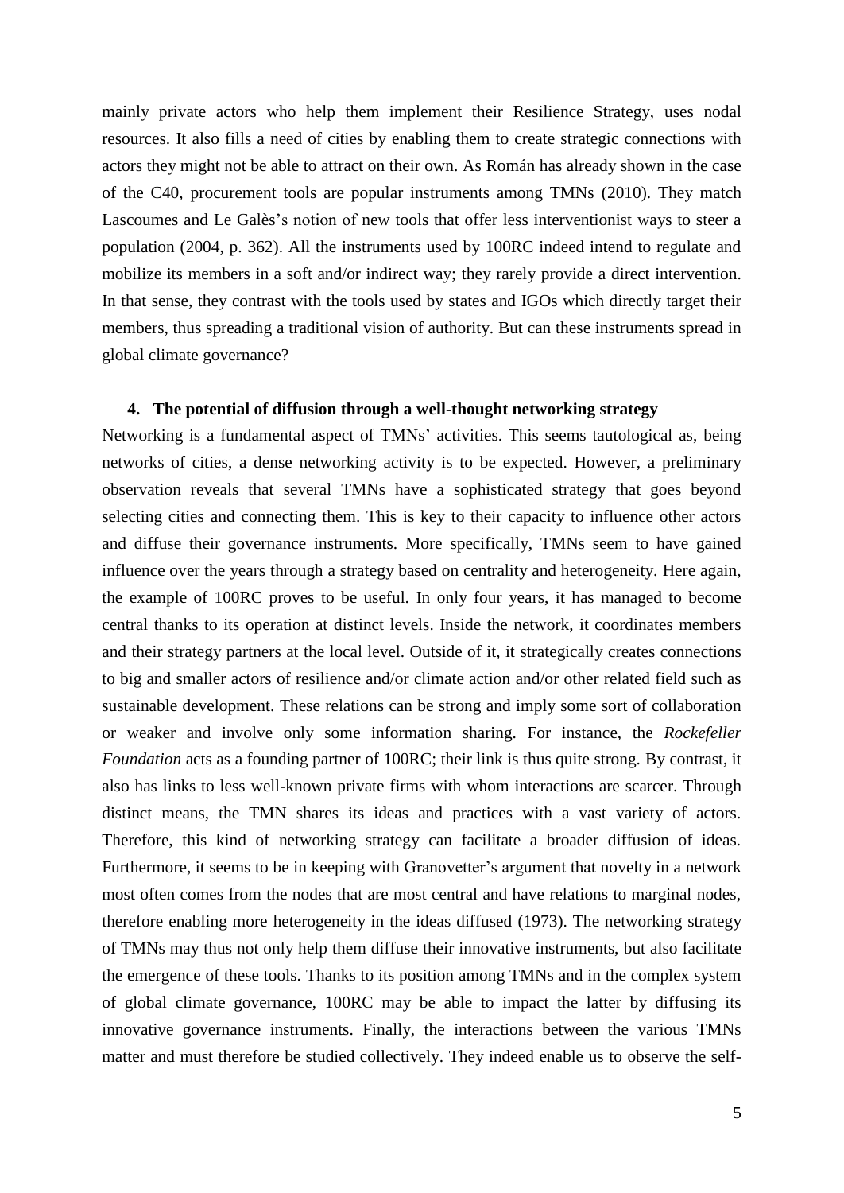mainly private actors who help them implement their Resilience Strategy, uses nodal resources. It also fills a need of cities by enabling them to create strategic connections with actors they might not be able to attract on their own. As Román has already shown in the case of the C40, procurement tools are popular instruments among TMNs (2010). They match Lascoumes and Le Galès's notion of new tools that offer less interventionist ways to steer a population (2004, p. 362). All the instruments used by 100RC indeed intend to regulate and mobilize its members in a soft and/or indirect way; they rarely provide a direct intervention. In that sense, they contrast with the tools used by states and IGOs which directly target their members, thus spreading a traditional vision of authority. But can these instruments spread in global climate governance?

## 4. The potential of diffusion through a well-thought networking strategy

Networking is a fundamental aspect of TMNs' activities. This seems tautological as, being networks of cities, a dense networking activity is to be expected. However, a preliminary observation reveals that several TMNs have a sophisticated strategy that goes beyond selecting cities and connecting them. This is key to their capacity to influence other actors and diffuse their governance instruments. More specifically, TMNs seem to have gained influence over the years through a strategy based on centrality and heterogeneity. Here again, the example of 100RC proves to be useful. In only four years, it has managed to become central thanks to its operation at distinct levels. Inside the network, it coordinates members and their strategy partners at the local level. Outside of it, it strategically creates connections to big and smaller actors of resilience and/or climate action and/or other related field such as sustainable development. These relations can be strong and imply some sort of collaboration or weaker and involve only some information sharing. For instance, the *Rockefeller Foundation* acts as a founding partner of 100RC; their link is thus quite strong. By contrast, it also has links to less well-known private firms with whom interactions are scarcer. Through distinct means, the TMN shares its ideas and practices with a vast variety of actors. Therefore, this kind of networking strategy can facilitate a broader diffusion of ideas. Furthermore, it seems to be in keeping with Granovetter's argument that novelty in a network most often comes from the nodes that are most central and have relations to marginal nodes, therefore enabling more heterogeneity in the ideas diffused (1973). The networking strategy of TMNs may thus not only help them diffuse their innovative instruments, but also facilitate the emergence of these tools. Thanks to its position among TMNs and in the complex system of global climate governance, 100RC may be able to impact the latter by diffusing its innovative governance instruments. Finally, the interactions between the various TMNs matter and must therefore be studied collectively. They indeed enable us to observe the self-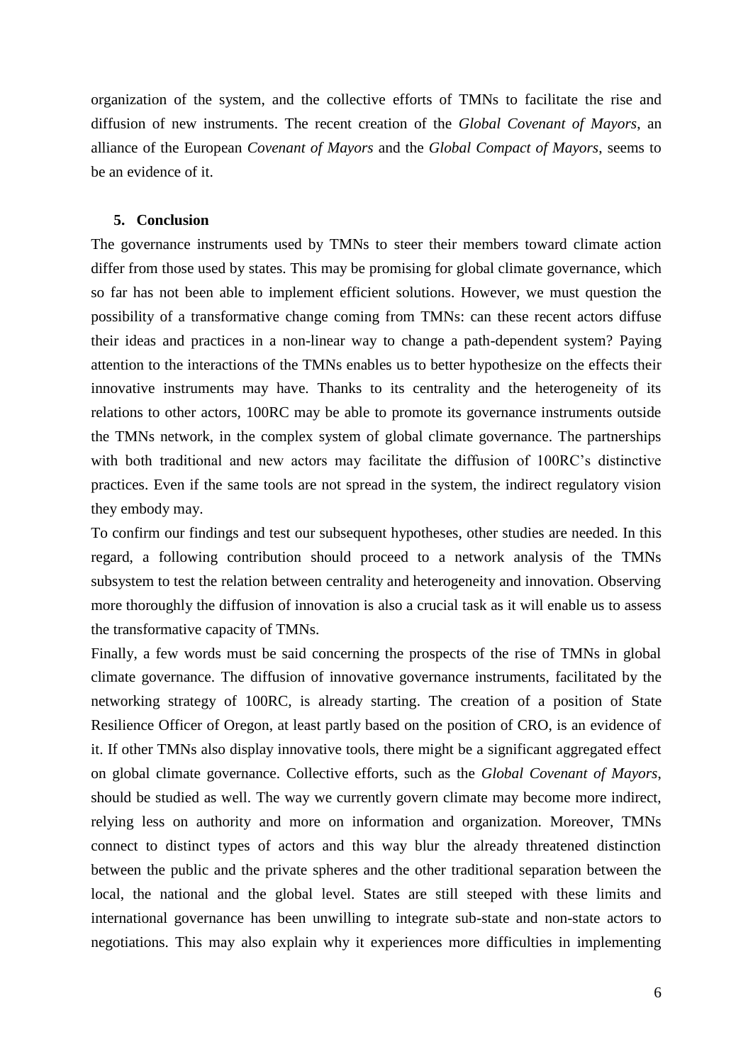organization of the system, and the collective efforts of TMNs to facilitate the rise and diffusion of new instruments. The recent creation of the *Global Covenant of Mayors*, an alliance of the European *Covenant of Mayors* and the *Global Compact of Mayors*, seems to be an evidence of it.

## 5. Conclusion

The governance instruments used by TMNs to steer their members toward climate action differ from those used by states. This may be promising for global climate governance, which so far has not been able to implement efficient solutions. However, we must question the possibility of a transformative change coming from TMNs: can these recent actors diffuse their ideas and practices in a non-linear way to change a path-dependent system? Paying attention to the interactions of the TMNs enables us to better hypothesize on the effects their innovative instruments may have. Thanks to its centrality and the heterogeneity of its relations to other actors, 100RC may be able to promote its governance instruments outside the TMNs network, in the complex system of global climate governance. The partnerships with both traditional and new actors may facilitate the diffusion of 100RC's distinctive practices. Even if the same tools are not spread in the system, the indirect regulatory vision they embody may.

To confirm our findings and test our subsequent hypotheses, other studies are needed. In this regard, a following contribution should proceed to a network analysis of the TMNs subsystem to test the relation between centrality and heterogeneity and innovation. Observing more thoroughly the diffusion of innovation is also a crucial task as it will enable us to assess the transformative capacity of TMNs.

Finally, a few words must be said concerning the prospects of the rise of TMNs in global climate governance. The diffusion of innovative governance instruments, facilitated by the networking strategy of 100RC, is already starting. The creation of a position of State Resilience Officer of Oregon, at least partly based on the position of CRO, is an evidence of it. If other TMNs also display innovative tools, there might be a significant aggregated effect on global climate governance. Collective efforts, such as the *Global Covenant of Mayors*, should be studied as well. The way we currently govern climate may become more indirect, relying less on authority and more on information and organization. Moreover, TMNs connect to distinct types of actors and this way blur the already threatened distinction between the public and the private spheres and the other traditional separation between the local, the national and the global level. States are still steeped with these limits and international governance has been unwilling to integrate sub-state and non-state actors to negotiations. This may also explain why it experiences more difficulties in implementing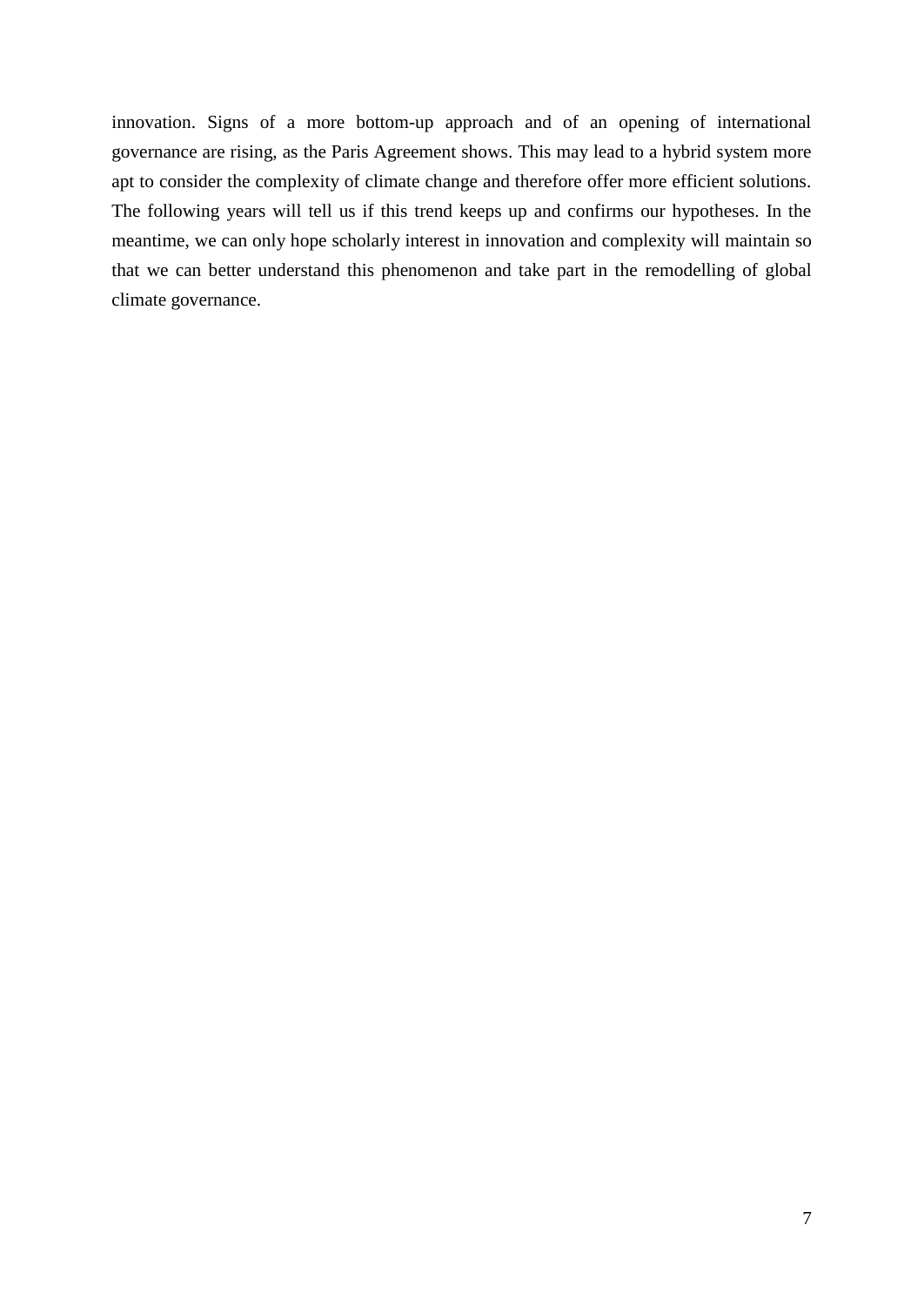innovation. Signs of a more bottom-up approach and of an opening of international governance are rising, as the Paris Agreement shows. This may lead to a hybrid system more apt to consider the complexity of climate change and therefore offer more efficient solutions. The following years will tell us if this trend keeps up and confirms our hypotheses. In the meantime, we can only hope scholarly interest in innovation and complexity will maintain so that we can better understand this phenomenon and take part in the remodelling of global climate governance.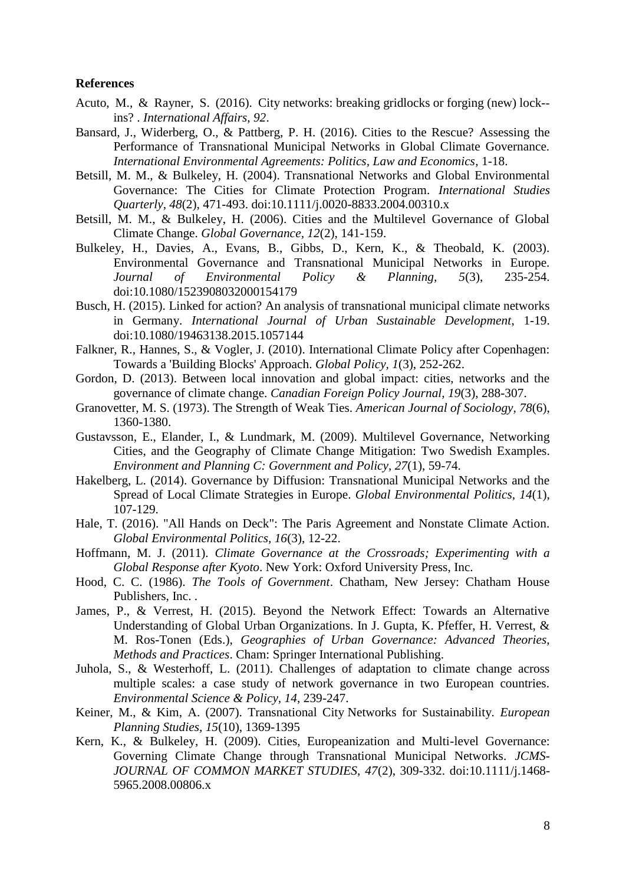**References**

Acuto, M., & Rayner, S. (2016). City networks: breaking gridlocks or forging (new) lock--ins? . *International Affairs, 92*.

Bansard, J., Widerberg, O., & Pattberg, P. H. (2016). Cities to the Rescue? Assessing the Performance of Transnational Municipal Networks in Global Climate Governance. *International Environmental Agreements: Politics, Law and Economics*, 1-18.

Betsill, M. M., & Bulkeley, H. (2004). Transnational Networks and Global Environmental Governance: The Cities for Climate Protection Program. *International Studies Quarterly, 48*(2), 471-493. doi:10.1111/j.0020-8833.2004.00310.x

Betsill, M. M., & Bulkeley, H. (2006). Cities and the Multilevel Governance of Global Climate Change. *Global Governance, 12*(2), 141-159.

Bulkeley, H., Davies, A., Evans, B., Gibbs, D., Kern, K., & Theobald, K. (2003). Environmental Governance and Transnational Municipal Networks in Europe. *Journal of Environmental Policy & Planning, 5*(3), 235-254. doi:10.1080/1523908032000154179

Busch, H. (2015). Linked for action? An analysis of transnational municipal climate networks in Germany. *International Journal of Urban Sustainable Development*, 1-19. doi:10.1080/19463138.2015.1057144

Falkner, R., Hannes, S., & Vogler, J. (2010). International Climate Policy after Copenhagen: Towards a 'Building Blocks' Approach. *Global Policy, 1*(3), 252-262.

Gordon, D. (2013). Between local innovation and global impact: cities, networks and the governance of climate change. *Canadian Foreign Policy Journal, 19*(3), 288-307.

Granovetter, M. S. (1973). The Strength of Weak Ties. *American Journal of Sociology, 78*(6), 1360-1380.

Gustavsson, E., Elander, I., & Lundmark, M. (2009). Multilevel Governance, Networking Cities, and the Geography of Climate Change Mitigation: Two Swedish Examples. *Environment and Planning C: Government and Policy, 27*(1), 59-74.

Hakelberg, L. (2014). Governance by Diffusion: Transnational Municipal Networks and the Spread of Local Climate Strategies in Europe. *Global Environmental Politics, 14*(1), 107-129.

Hale, T. (2016). "All Hands on Deck": The Paris Agreement and Nonstate Climate Action. *Global Environmental Politics, 16*(3), 12-22.

Hoffmann, M. J. (2011). *Climate Governance at the Crossroads; Experimenting with a Global Response after Kyoto*. New York: Oxford University Press, Inc.

Hood, C. C. (1986). *The Tools of Government*. Chatham, New Jersey: Chatham House Publishers, Inc. .

James, P., & Verrest, H. (2015). Beyond the Network Effect: Towards an Alternative Understanding of Global Urban Organizations. In J. Gupta, K. Pfeffer, H. Verrest, & M. Ros-Tonen (Eds.), *Geographies of Urban Governance: Advanced Theories, Methods and Practices*. Cham: Springer International Publishing.

Juhola, S., & Westerhoff, L. (2011). Challenges of adaptation to climate change across multiple scales: a case study of network governance in two European countries. *Environmental Science & Policy, 14*, 239-247.

Keiner, M., & Kim, A. (2007). Transnational City Networks for Sustainability. *European Planning Studies, 15*(10), 1369-1395

Kern, K., & Bulkeley, H. (2009). Cities, Europeanization and Multi-level Governance: Governing Climate Change through Transnational Municipal Networks. *JCMS-JOURNAL OF COMMON MARKET STUDIES, 47*(2), 309-332. doi:10.1111/j.1468-5965.2008.00806.x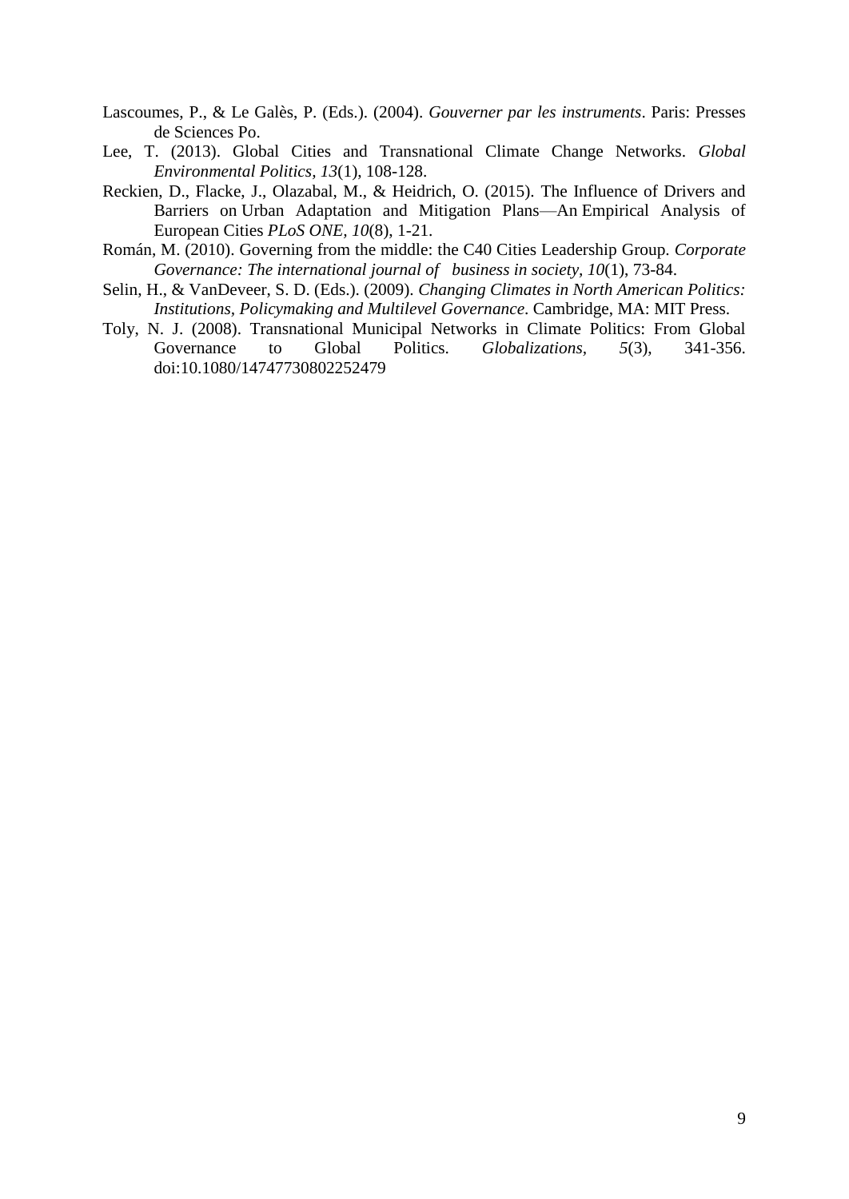Lascoumes, P., & Le Galès, P. (Eds.). (2004). *Gouverner par les instruments*. Paris: Presses de Sciences Po.

Lee, T. (2013). Global Cities and Transnational Climate Change Networks. *Global Environmental Politics, 13*(1), 108-128.

Reckien, D., Flacke, J., Olazabal, M., & Heidrich, O. (2015). The Influence of Drivers and Barriers on Urban Adaptation and Mitigation Plans—An Empirical Analysis of European Cities *PLoS ONE, 10*(8), 1-21.

Román, M. (2010). Governing from the middle: the C40 Cities Leadership Group. *Corporate Governance: The international journal of business in society, 10*(1), 73-84.

Selin, H., & VanDeveer, S. D. (Eds.). (2009). *Changing Climates in North American Politics: Institutions, Policymaking and Multilevel Governance*. Cambridge, MA: MIT Press.

Toly, N. J. (2008). Transnational Municipal Networks in Climate Politics: From Global Governance to Global Politics. *Globalizations, 5*(3), 341-356. doi:10.1080/14747730802252479